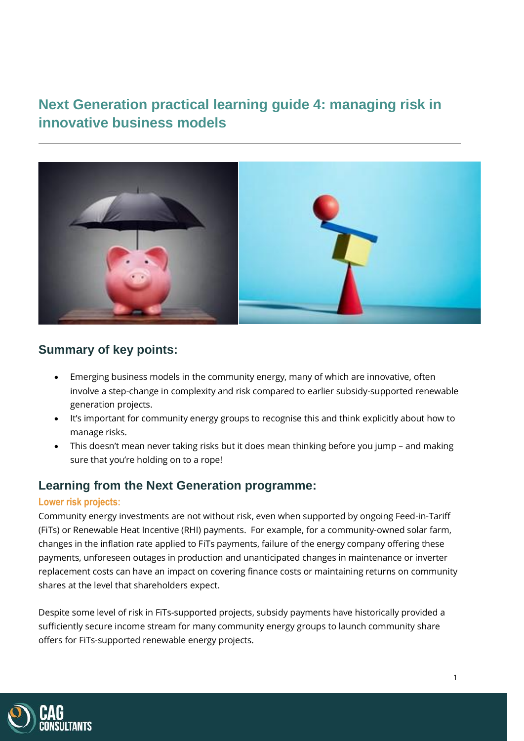# Next Generation practical learning guide 4: managing risk in innovative business models

## Summary of key points:

- Emerging business models in the community energy, many of which are innovative, often involve a step-change in complexity and risk compared to earlier subsidy-supported renewable generation projects.
- It's important for community energy groups to recognise this and think explicitly about how to manage risks.
- This doesn't mean never taking risks but it does mean thinking before you jump – and making sure that you're holding on to a rope!

## Learning from the Next Generation programme:

### Lower risk projects:

Community energy investments are not without risk, even when supported by ongoing Feed-in-Tariff (FiTs) or Renewable Heat Incentive (RHI) payments. For example, for a community-owned solar farm, changes in the inflation rate applied to FiTs payments, failure of the energy company offering these payments, unforeseen outages in production and unanticipated changes in maintenance or inverter replacement costs can have an impact on covering finance costs or maintaining returns on community shares at the level that shareholders expect.

Despite some level of risk in FiTs-supported projects, subsidy payments have historically provided a sufficiently secure income stream for many community energy groups to launch community share offers for FiTs-supported renewable energy projects.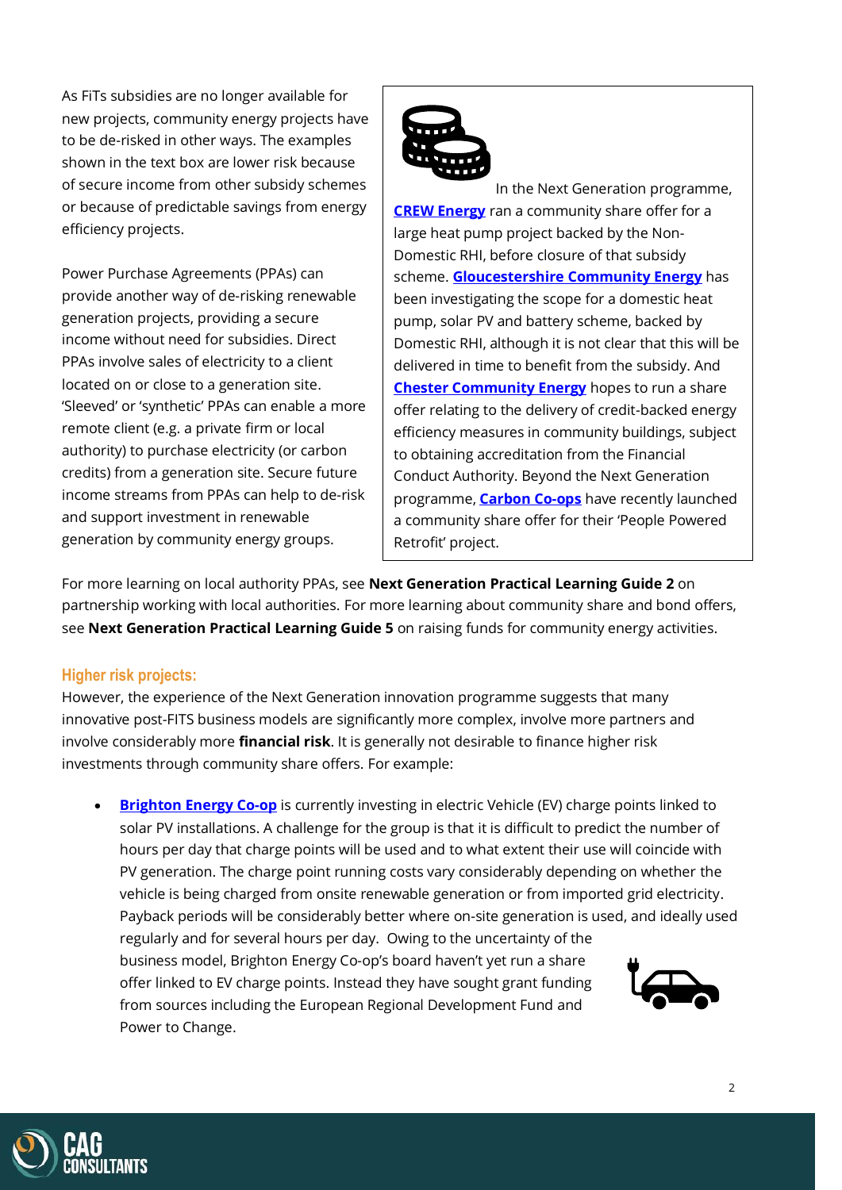As FiTs subsidies are no longer available for new projects, community energy projects have to be de-risked in other ways. The examples shown in the text box are lower risk because of secure income from other subsidy schemes or because of predictable savings from energy efficiency projects.

Power Purchase Agreements (PPAs) can provide another way of de-risking renewable generation projects, providing a secure income without need for subsidies. Direct PPAs involve sales of electricity to a client located on or close to a generation site. 'Sleeved' or 'synthetic' PPAs can enable a more remote client (e.g. a private firm or local authority) to purchase electricity (or carbon credits) from a generation site. Secure future income streams from PPAs can help to de-risk and support investment in renewable generation by community energy groups.

> In the Next Generation programme, **CREW Energy** ran a community share offer for a large heat pump project backed by the Non-Domestic RHI, before closure of that subsidy scheme. **Gloucestershire Community Energy** has been investigating the scope for a domestic heat pump, solar PV and battery scheme, backed by Domestic RHI, although it is not clear that this will be delivered in time to benefit from the subsidy. And **Chester Community Energy** hopes to run a share offer relating to the delivery of credit-backed energy efficiency measures in community buildings, subject to obtaining accreditation from the Financial Conduct Authority. Beyond the Next Generation programme, **Carbon Co-ops** have recently launched a community share offer for their 'People Powered Retrofit' project.

For more learning on local authority PPAs, see **Next Generation Practical Learning Guide 2** on partnership working with local authorities. For more learning about community share and bond offers, see **Next Generation Practical Learning Guide 5** on raising funds for community energy activities.

### Higher risk projects:

However, the experience of the Next Generation innovation programme suggests that many innovative post-FITS business models are significantly more complex, involve more partners and involve considerably more **financial risk**. It is generally not desirable to finance higher risk investments through community share offers. For example:

- **Brighton Energy Co-op** is currently investing in electric Vehicle (EV) charge points linked to solar PV installations. A challenge for the group is that it is difficult to predict the number of hours per day that charge points will be used and to what extent their use will coincide with PV generation. The charge point running costs vary considerably depending on whether the vehicle is being charged from onsite renewable generation or from imported grid electricity. Payback periods will be considerably better where on-site generation is used, and ideally used regularly and for several hours per day. Owing to the uncertainty of the business model, Brighton Energy Co-op's board haven't yet run a share offer linked to EV charge points. Instead they have sought grant funding from sources including the European Regional Development Fund and Power to Change.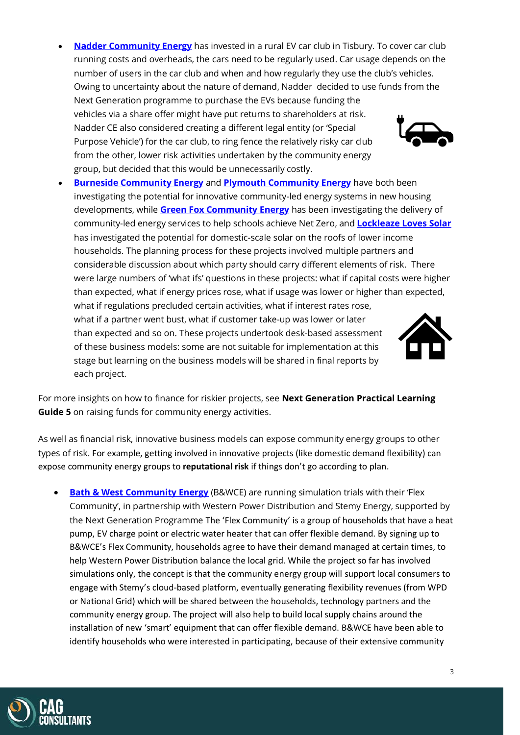- **Nadder Community Energy** has invested in a rural EV car club in Tisbury. To cover car club running costs and overheads, the cars need to be regularly used. Car usage depends on the number of users in the car club and when and how regularly they use the club's vehicles. Owing to uncertainty about the nature of demand, Nadder decided to use funds from the Next Generation programme to purchase the EVs because funding the vehicles via a share offer might have put returns to shareholders at risk. Nadder CE also considered creating a different legal entity (or 'Special Purpose Vehicle') for the car club, to ring fence the relatively risky car club from the other, lower risk activities undertaken by the community energy group, but decided that this would be unnecessarily costly.
- **Burneside Community Energy** and **Plymouth Community Energy** have both been investigating the potential for innovative community-led energy systems in new housing developments, while **Green Fox Community Energy** has been investigating the delivery of community-led energy services to help schools achieve Net Zero, and **Lockleaze Loves Solar** has investigated the potential for domestic-scale solar on the roofs of lower income households. The planning process for these projects involved multiple partners and considerable discussion about which party should carry different elements of risk. There were large numbers of 'what ifs' questions in these projects: what if capital costs were higher than expected, what if energy prices rose, what if usage was lower or higher than expected, what if regulations precluded certain activities, what if interest rates rose, what if a partner went bust, what if customer take-up was lower or later than expected and so on. These projects undertook desk-based assessment of these business models: some are not suitable for implementation at this stage but learning on the business models will be shared in final reports by each project.

For more insights on how to finance for riskier projects, see **Next Generation Practical Learning Guide 5** on raising funds for community energy activities.

As well as financial risk, innovative business models can expose community energy groups to other types of risk. For example, getting involved in innovative projects (like domestic demand flexibility) can expose community energy groups to **reputational risk** if things don't go according to plan.

- **Bath & West Community Energy** (B&WCE) are running simulation trials with their 'Flex Community', in partnership with Western Power Distribution and Stemy Energy, supported by the Next Generation Programme The 'Flex Community' is a group of households that have a heat pump, EV charge point or electric water heater that can offer flexible demand. By signing up to B&WCE's Flex Community, households agree to have their demand managed at certain times, to help Western Power Distribution balance the local grid. While the project so far has involved simulations only, the concept is that the community energy group will support local consumers to engage with Stemy's cloud-based platform, eventually generating flexibility revenues (from WPD or National Grid) which will be shared between the households, technology partners and the community energy group. The project will also help to build local supply chains around the installation of new 'smart' equipment that can offer flexible demand. B&WCE have been able to identify households who were interested in participating, because of their extensive community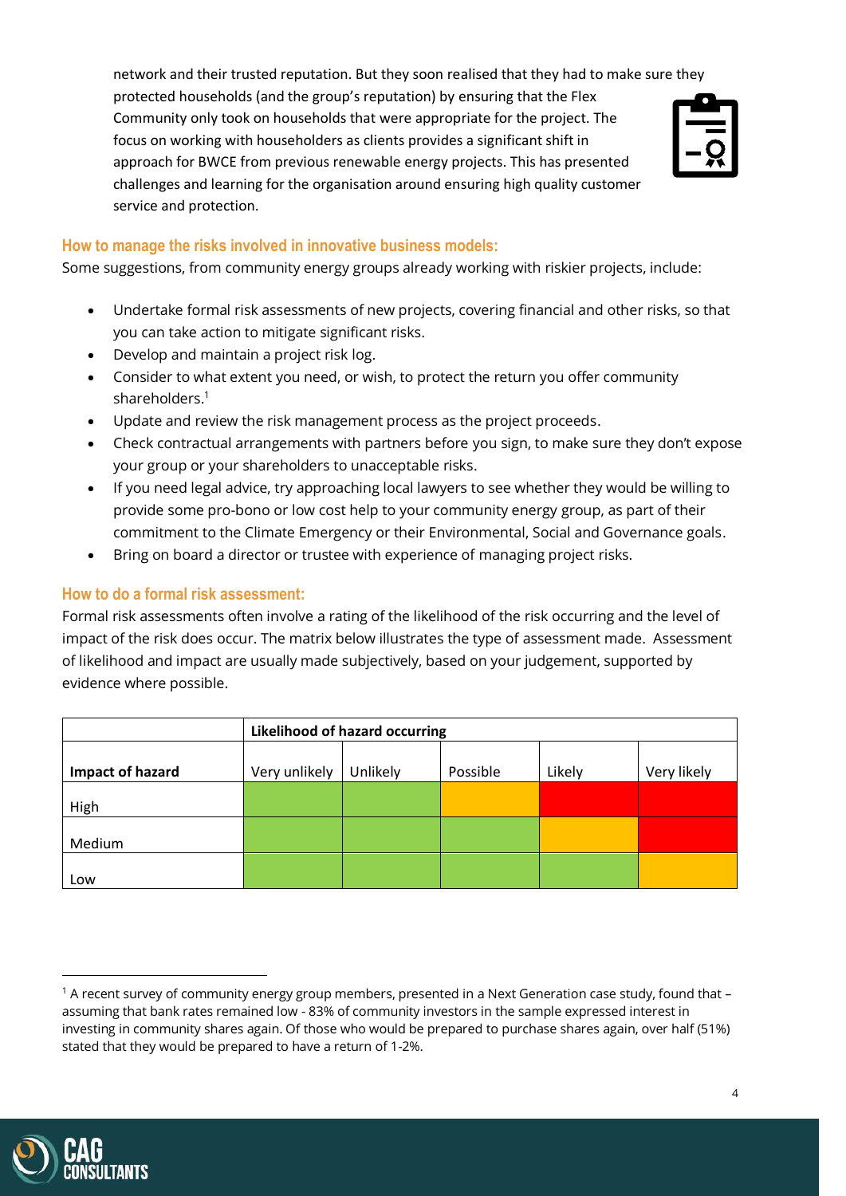network and their trusted reputation. But they soon realised that they had to make sure they protected households (and the group's reputation) by ensuring that the Flex Community only took on households that were appropriate for the project. The focus on working with householders as clients provides a significant shift in approach for BWCE from previous renewable energy projects. This has presented challenges and learning for the organisation around ensuring high quality customer service and protection.

### How to manage the risks involved in innovative business models:

Some suggestions, from community energy groups already working with riskier projects, include:

- Undertake formal risk assessments of new projects, covering financial and other risks, so that you can take action to mitigate significant risks.
- Develop and maintain a project risk log.
- Consider to what extent you need, or wish, to protect the return you offer community shareholders.[1]
- Update and review the risk management process as the project proceeds.
- Check contractual arrangements with partners before you sign, to make sure they don't expose your group or your shareholders to unacceptable risks.
- If you need legal advice, try approaching local lawyers to see whether they would be willing to provide some pro-bono or low cost help to your community energy group, as part of their commitment to the Climate Emergency or their Environmental, Social and Governance goals.
- Bring on board a director or trustee with experience of managing project risks.

### How to do a formal risk assessment:

Formal risk assessments often involve a rating of the likelihood of the risk occurring and the level of impact of the risk does occur. The matrix below illustrates the type of assessment made. Assessment of likelihood and impact are usually made subjectively, based on your judgement, supported by evidence where possible.

| | **Likelihood of hazard occurring** | | | | |
|---|---|---|---|---|---|
| **Impact of hazard** | Very unlikely | Unlikely | Possible | Likely | Very likely |
| High | Green | Green | Amber | Red | Red |
| Medium | Green | Green | Green | Amber | Red |
| Low | Green | Green | Green | Green | Amber |

[1] A recent survey of community energy group members, presented in a Next Generation case study, found that – assuming that bank rates remained low - 83% of community investors in the sample expressed interest in investing in community shares again. Of those who would be prepared to purchase shares again, over half (51%) stated that they would be prepared to have a return of 1-2%.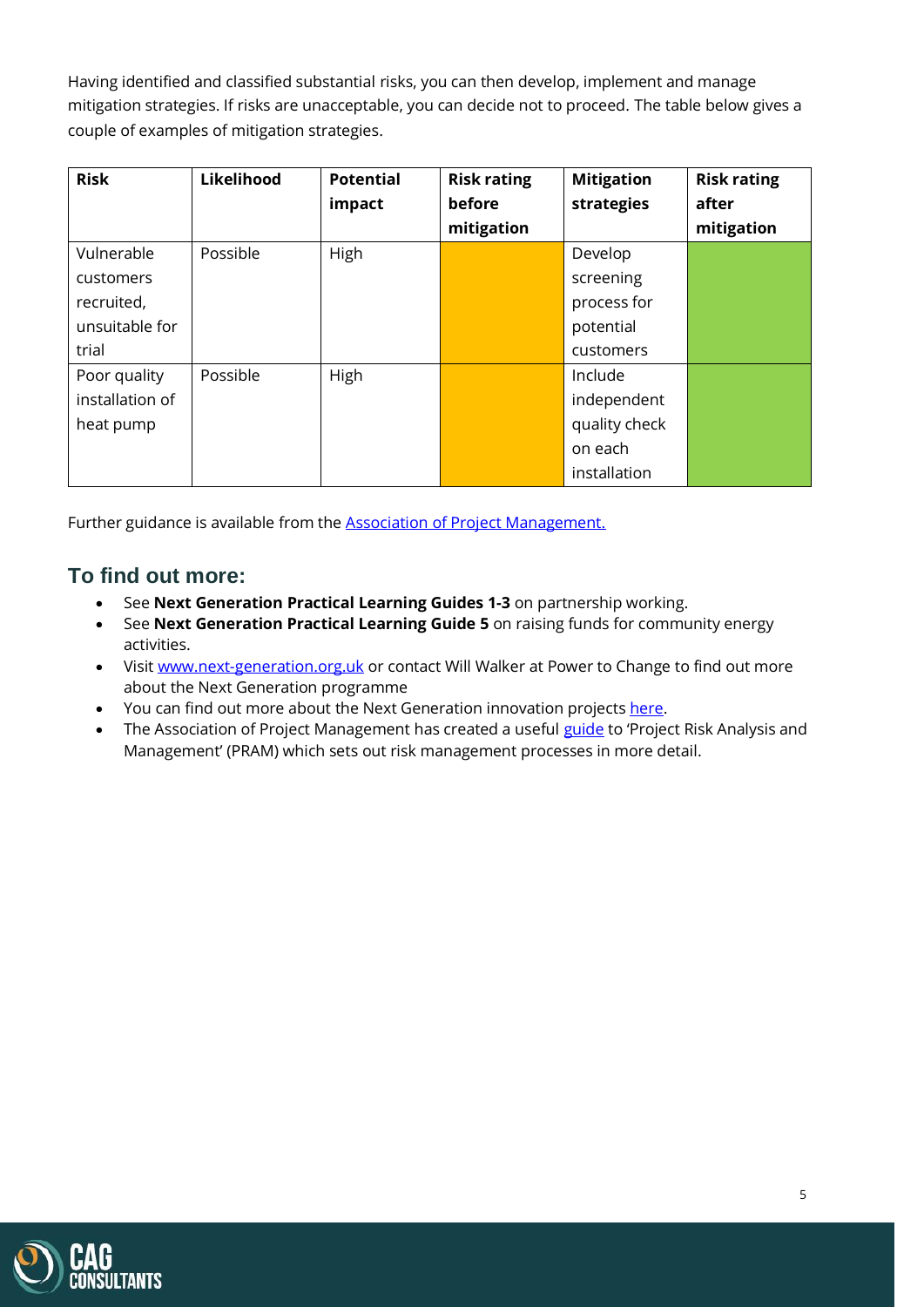Having identified and classified substantial risks, you can then develop, implement and manage mitigation strategies. If risks are unacceptable, you can decide not to proceed. The table below gives a couple of examples of mitigation strategies.

| Risk | Likelihood | Potential impact | Risk rating before mitigation | Mitigation strategies | Risk rating after mitigation |
|---|---|---|---|---|---|
| Vulnerable customers recruited, unsuitable for trial | Possible | High | | Develop screening process for potential customers | |
| Poor quality installation of heat pump | Possible | High | | Include independent quality check on each installation | |

Further guidance is available from the Association of Project Management.

## To find out more:

- See **Next Generation Practical Learning Guides 1-3** on partnership working.
- See **Next Generation Practical Learning Guide 5** on raising funds for community energy activities.
- Visit www.next-generation.org.uk or contact Will Walker at Power to Change to find out more about the Next Generation programme
- You can find out more about the Next Generation innovation projects here.
- The Association of Project Management has created a useful guide to 'Project Risk Analysis and Management' (PRAM) which sets out risk management processes in more detail.